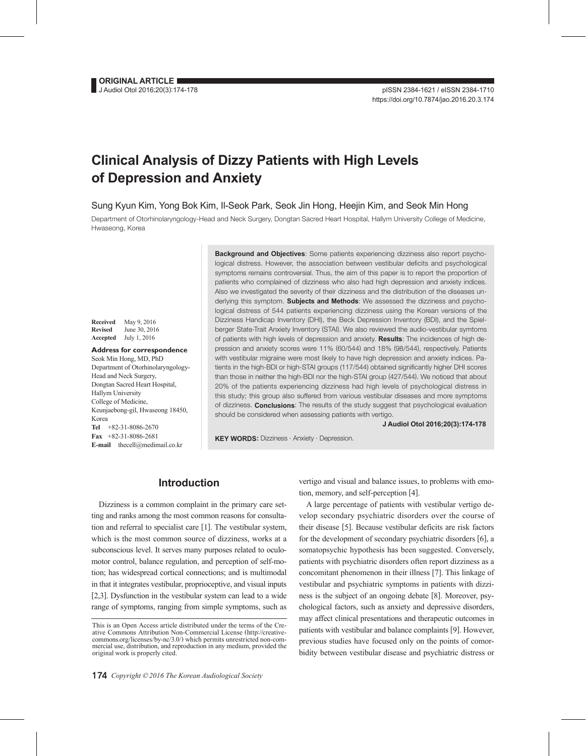ORIGINAL ARTICLE

pISSN 2384-1621 / eISSN 2384-1710
https://doi.org/10.7874/jao.2016.20.3.174

# Clinical Analysis of Dizzy Patients with High Levels of Depression and Anxiety

Sung Kyun Kim, Yong Bok Kim, Il-Seok Park, Seok Jin Hong, Heejin Kim, and Seok Min Hong

Department of Otorhinolaryngology-Head and Neck Surgery, Dongtan Sacred Heart Hospital, Hallym University College of Medicine, Hwaseong, Korea

**Received** May 9, 2016
**Revised** June 30, 2016
**Accepted** July 1, 2016

**Address for correspondence**
Seok Min Hong, MD, PhD
Department of Otorhinolaryngology-Head and Neck Surgery,
Dongtan Sacred Heart Hospital, Hallym University
College of Medicine,
Keunjaebong-gil, Hwaseong 18450, Korea
**Tel** +82-31-8086-2670
**Fax** +82-31-8086-2681
**E-mail** thecell@medimail.co.kr

**Background and Objectives**: Some patients experiencing dizziness also report psychological distress. However, the association between vestibular deficits and psychological symptoms remains controversial. Thus, the aim of this paper is to report the proportion of patients who complained of dizziness who also had high depression and anxiety indices. Also we investigated the severity of their dizziness and the distribution of the diseases underlying this symptom. **Subjects and Methods**: We assessed the dizziness and psychological distress of 544 patients experiencing dizziness using the Korean versions of the Dizziness Handicap Inventory (DHI), the Beck Depression Inventory (BDI), and the Spielberger State-Trait Anxiety Inventory (STAI). We also reviewed the audio-vestibular symtoms of patients with high levels of depression and anxiety. **Results**: The incidences of high depression and anxiety scores were 11% (60/544) and 18% (98/544), respectively. Patients with vestibular migraine were most likely to have high depression and anxiety indices. Patients in the high-BDI or high-STAI groups (117/544) obtained significantly higher DHI scores than those in neither the high-BDI nor the high-STAI group (427/544). We noticed that about 20% of the patients experiencing dizziness had high levels of psychological distress in this study; this group also suffered from various vestibular diseases and more symptoms of dizziness. **Conclusions**: The results of the study suggest that psychological evaluation should be considered when assessing patients with vertigo.

**J Audiol Otol 2016;20(3):174-178**

**KEY WORDS:** Dizziness · Anxiety · Depression.

## Introduction

Dizziness is a common complaint in the primary care setting and ranks among the most common reasons for consultation and referral to specialist care [1]. The vestibular system, which is the most common source of dizziness, works at a subconscious level. It serves many purposes related to oculomotor control, balance regulation, and perception of self-motion; has widespread cortical connections; and is multimodal in that it integrates vestibular, proprioceptive, and visual inputs [2,3]. Dysfunction in the vestibular system can lead to a wide range of symptoms, ranging from simple symptoms, such as vertigo and visual and balance issues, to problems with emotion, memory, and self-perception [4].

A large percentage of patients with vestibular vertigo develop secondary psychiatric disorders over the course of their disease [5]. Because vestibular deficits are risk factors for the development of secondary psychiatric disorders [6], a somatopsychic hypothesis has been suggested. Conversely, patients with psychiatric disorders often report dizziness as a concomitant phenomenon in their illness [7]. This linkage of vestibular and psychiatric symptoms in patients with dizziness is the subject of an ongoing debate [8]. Moreover, psychological factors, such as anxiety and depressive disorders, may affect clinical presentations and therapeutic outcomes in patients with vestibular and balance complaints [9]. However, previous studies have focused only on the points of comorbidity between vestibular disease and psychiatric distress or

This is an Open Access article distributed under the terms of the Creative Commons Attribution Non-Commercial License (http://creativecommons.org/licenses/by-nc/3.0/) which permits unrestricted non-commercial use, distribution, and reproduction in any medium, provided the original work is properly cited.

Copyright © 2016 The Korean Audiological Society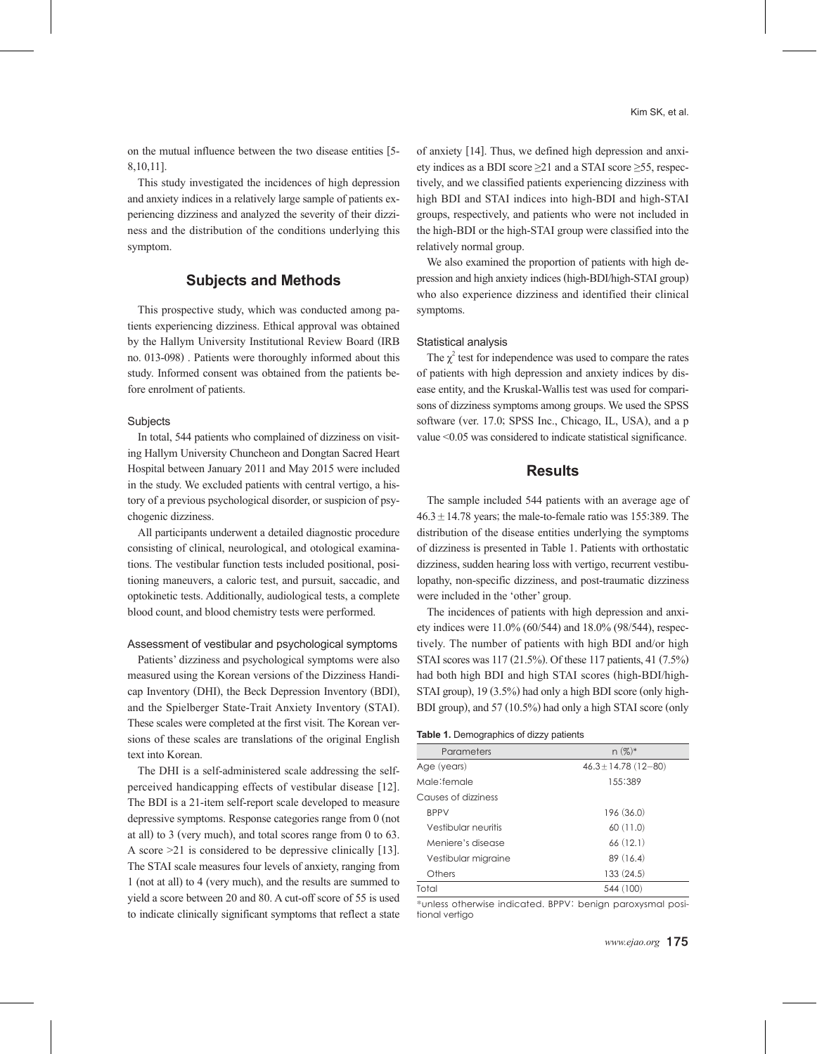on the mutual influence between the two disease entities [5-8,10,11].

This study investigated the incidences of high depression and anxiety indices in a relatively large sample of patients experiencing dizziness and analyzed the severity of their dizziness and the distribution of the conditions underlying this symptom.

## Subjects and Methods

This prospective study, which was conducted among patients experiencing dizziness. Ethical approval was obtained by the Hallym University Institutional Review Board (IRB no. 013-098) . Patients were thoroughly informed about this study. Informed consent was obtained from the patients before enrolment of patients.

### Subjects

In total, 544 patients who complained of dizziness on visiting Hallym University Chuncheon and Dongtan Sacred Heart Hospital between January 2011 and May 2015 were included in the study. We excluded patients with central vertigo, a history of a previous psychological disorder, or suspicion of psychogenic dizziness.

All participants underwent a detailed diagnostic procedure consisting of clinical, neurological, and otological examinations. The vestibular function tests included positional, positioning maneuvers, a caloric test, and pursuit, saccadic, and optokinetic tests. Additionally, audiological tests, a complete blood count, and blood chemistry tests were performed.

### Assessment of vestibular and psychological symptoms

Patients' dizziness and psychological symptoms were also measured using the Korean versions of the Dizziness Handicap Inventory (DHI), the Beck Depression Inventory (BDI), and the Spielberger State-Trait Anxiety Inventory (STAI). These scales were completed at the first visit. The Korean versions of these scales are translations of the original English text into Korean.

The DHI is a self-administered scale addressing the self-perceived handicapping effects of vestibular disease [12]. The BDI is a 21-item self-report scale developed to measure depressive symptoms. Response categories range from 0 (not at all) to 3 (very much), and total scores range from 0 to 63. A score >21 is considered to be depressive clinically [13]. The STAI scale measures four levels of anxiety, ranging from 1 (not at all) to 4 (very much), and the results are summed to yield a score between 20 and 80. A cut-off score of 55 is used to indicate clinically significant symptoms that reflect a state of anxiety [14]. Thus, we defined high depression and anxiety indices as a BDI score ≥21 and a STAI score ≥55, respectively, and we classified patients experiencing dizziness with high BDI and STAI indices into high-BDI and high-STAI groups, respectively, and patients who were not included in the high-BDI or the high-STAI group were classified into the relatively normal group.

We also examined the proportion of patients with high depression and high anxiety indices (high-BDI/high-STAI group) who also experience dizziness and identified their clinical symptoms.

### Statistical analysis

The $\chi^2$ test for independence was used to compare the rates of patients with high depression and anxiety indices by disease entity, and the Kruskal-Wallis test was used for comparisons of dizziness symptoms among groups. We used the SPSS software (ver. 17.0; SPSS Inc., Chicago, IL, USA), and a p value <0.05 was considered to indicate statistical significance.

## Results

The sample included 544 patients with an average age of 46.3±14.78 years; the male-to-female ratio was 155:389. The distribution of the disease entities underlying the symptoms of dizziness is presented in Table 1. Patients with orthostatic dizziness, sudden hearing loss with vertigo, recurrent vestibulopathy, non-specific dizziness, and post-traumatic dizziness were included in the 'other' group.

The incidences of patients with high depression and anxiety indices were 11.0% (60/544) and 18.0% (98/544), respectively. The number of patients with high BDI and/or high STAI scores was 117 (21.5%). Of these 117 patients, 41 (7.5%) had both high BDI and high STAI scores (high-BDI/high-STAI group), 19 (3.5%) had only a high BDI score (only high-BDI group), and 57 (10.5%) had only a high STAI score (only

**Table 1.** Demographics of dizzy patients

| Parameters | n (%)* |
|---|---|
| Age (years) | 46.3±14.78 (12–80) |
| Male:female | 155:389 |
| Causes of dizziness | |
| BPPV | 196 (36.0) |
| Vestibular neuritis | 60 (11.0) |
| Meniere's disease | 66 (12.1) |
| Vestibular migraine | 89 (16.4) |
| Others | 133 (24.5) |
| Total | 544 (100) |

*unless otherwise indicated. BPPV: benign paroxysmal positional vertigo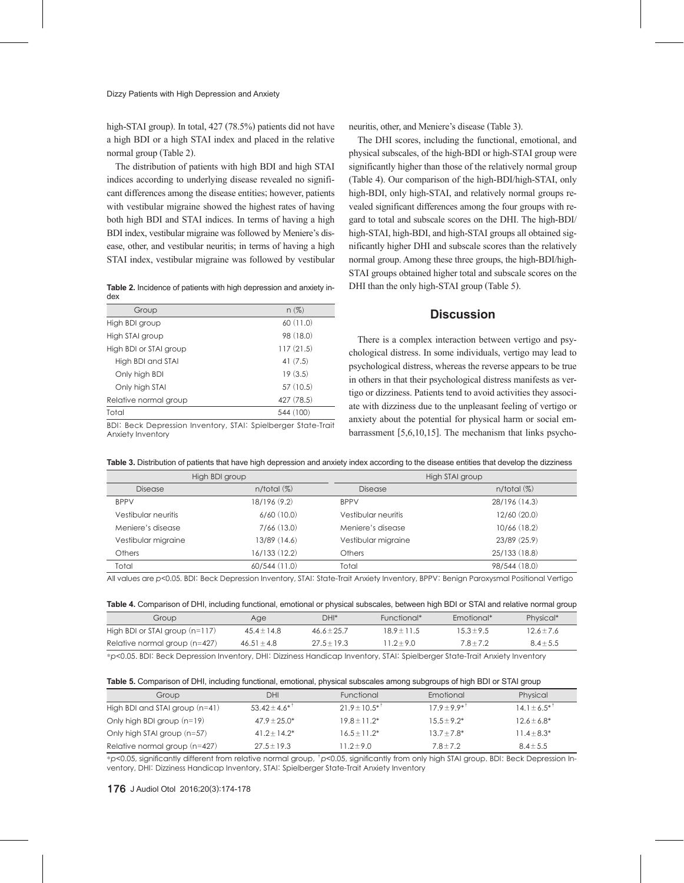high-STAI group). In total, 427 (78.5%) patients did not have a high BDI or a high STAI index and placed in the relative normal group (Table 2).

The distribution of patients with high BDI and high STAI indices according to underlying disease revealed no significant differences among the disease entities; however, patients with vestibular migraine showed the highest rates of having both high BDI and STAI indices. In terms of having a high BDI index, vestibular migraine was followed by Meniere's disease, other, and vestibular neuritis; in terms of having a high STAI index, vestibular migraine was followed by vestibular neuritis, other, and Meniere's disease (Table 3).

**Table 2.** Incidence of patients with high depression and anxiety index

| Group | n (%) |
|---|---|
| High BDI group | 60 (11.0) |
| High STAI group | 98 (18.0) |
| High BDI or STAI group | 117 (21.5) |
| High BDI and STAI | 41 (7.5) |
| Only high BDI | 19 (3.5) |
| Only high STAI | 57 (10.5) |
| Relative normal group | 427 (78.5) |
| Total | 544 (100) |

BDI: Beck Depression Inventory, STAI: Spielberger State-Trait Anxiety Inventory

The DHI scores, including the functional, emotional, and physical subscales, of the high-BDI or high-STAI group were significantly higher than those of the relatively normal group (Table 4). Our comparison of the high-BDI/high-STAI, only high-BDI, only high-STAI, and relatively normal groups revealed significant differences among the four groups with regard to total and subscale scores on the DHI. The high-BDI/high-STAI, high-BDI, and high-STAI groups all obtained significantly higher DHI and subscale scores than the relatively normal group. Among these three groups, the high-BDI/high-STAI groups obtained higher total and subscale scores on the DHI than the only high-STAI group (Table 5).

## Discussion

There is a complex interaction between vertigo and psychological distress. In some individuals, vertigo may lead to psychological distress, whereas the reverse appears to be true in others in that their psychological distress manifests as vertigo or dizziness. Patients tend to avoid activities they associate with dizziness due to the unpleasant feeling of vertigo or anxiety about the potential for physical harm or social embarrassment [5,6,10,15]. The mechanism that links psycho-

**Table 3.** Distribution of patients that have high depression and anxiety index according to the disease entities that develop the dizziness

| High BDI group | | High STAI group | |
|---|---|---|---|
| Disease | n/total (%) | Disease | n/total (%) |
| BPPV | 18/196 (9.2) | BPPV | 28/196 (14.3) |
| Vestibular neuritis | 6/60 (10.0) | Vestibular neuritis | 12/60 (20.0) |
| Meniere's disease | 7/66 (13.0) | Meniere's disease | 10/66 (18.2) |
| Vestibular migraine | 13/89 (14.6) | Vestibular migraine | 23/89 (25.9) |
| Others | 16/133 (12.2) | Others | 25/133 (18.8) |
| Total | 60/544 (11.0) | Total | 98/544 (18.0) |

All values are $p<0.05$. BDI: Beck Depression Inventory, STAI: State-Trait Anxiety Inventory, BPPV: Benign Paroxysmal Positional Vertigo

**Table 4.** Comparison of DHI, including functional, emotional or physical subscales, between high BDI or STAI and relative normal group

| Group | Age | DHI* | Functional* | Emotional* | Physical* |
|---|---|---|---|---|---|
| High BDI or STAI group (n=117) | 45.4±14.8 | 46.6±25.7 | 18.9±11.5 | 15.3±9.5 | 12.6±7.6 |
| Relative normal group (n=427) | 46.51±4.8 | 27.5±19.3 | 11.2±9.0 | 7.8±7.2 | 8.4±5.5 |

*$p<0.05$. BDI: Beck Depression Inventory, DHI: Dizziness Handicap Inventory, STAI: Spielberger State-Trait Anxiety Inventory

**Table 5.** Comparison of DHI, including functional, emotional, physical subscales among subgroups of high BDI or STAI group

| Group | DHI | Functional | Emotional | Physical |
|---|---|---|---|---|
| High BDI and STAI group (n=41) | 53.42±4.6*† | 21.9±10.5*† | 17.9±9.9*† | 14.1±6.5*† |
| Only high BDI group (n=19) | 47.9±25.0* | 19.8±11.2* | 15.5±9.2* | 12.6±6.8* |
| Only high STAI group (n=57) | 41.2±14.2* | 16.5±11.2* | 13.7±7.8* | 11.4±8.3* |
| Relative normal group (n=427) | 27.5±19.3 | 11.2±9.0 | 7.8±7.2 | 8.4±5.5 |

*$p<0.05$, significantly different from relative normal group, †$p<0.05$, significantly from only high STAI group. BDI: Beck Depression Inventory, DHI: Dizziness Handicap Inventory, STAI: Spielberger State-Trait Anxiety Inventory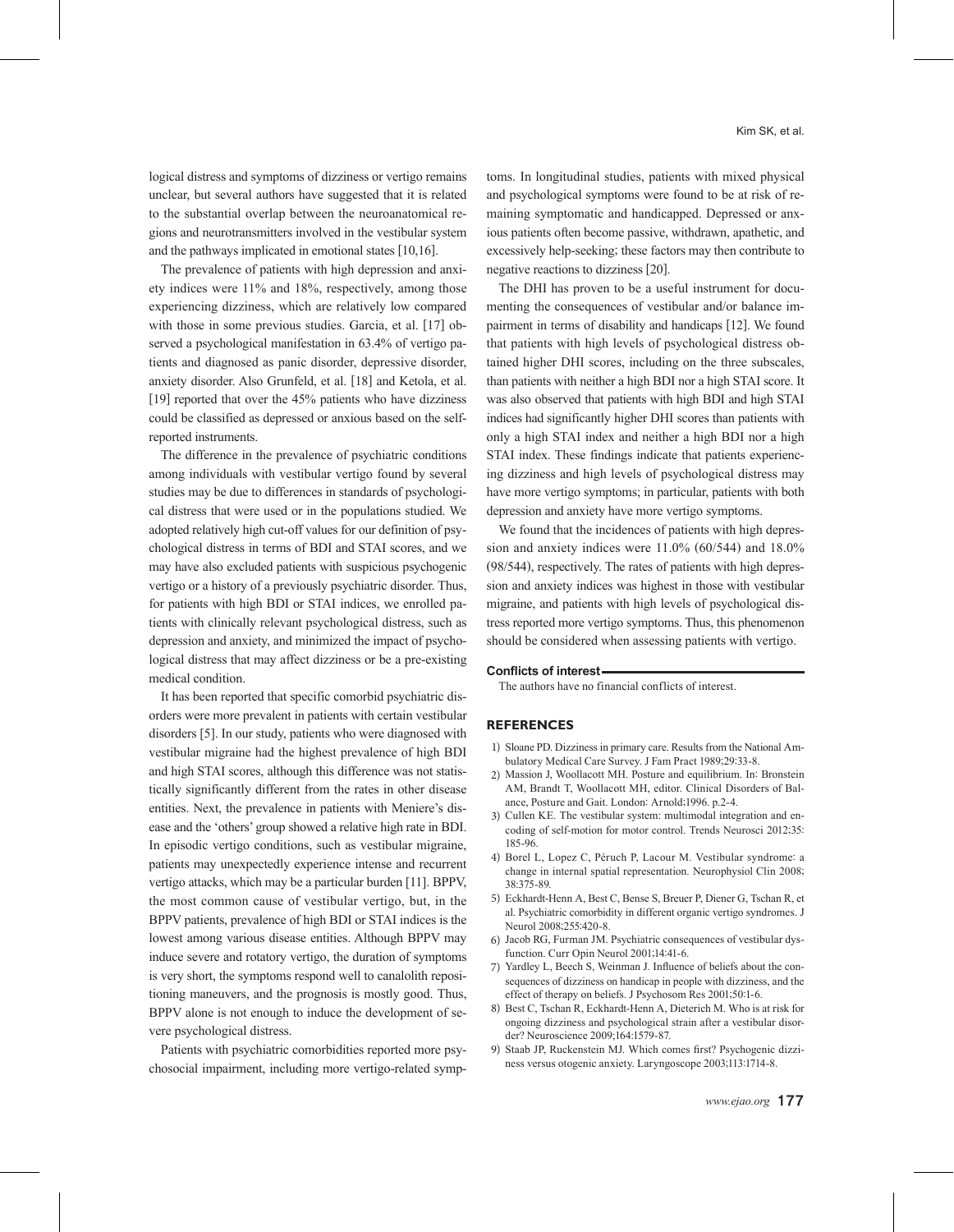logical distress and symptoms of dizziness or vertigo remains unclear, but several authors have suggested that it is related to the substantial overlap between the neuroanatomical regions and neurotransmitters involved in the vestibular system and the pathways implicated in emotional states [10,16].

The prevalence of patients with high depression and anxiety indices were 11% and 18%, respectively, among those experiencing dizziness, which are relatively low compared with those in some previous studies. Garcia, et al. [17] observed a psychological manifestation in 63.4% of vertigo patients and diagnosed as panic disorder, depressive disorder, anxiety disorder. Also Grunfeld, et al. [18] and Ketola, et al. [19] reported that over the 45% patients who have dizziness could be classified as depressed or anxious based on the self-reported instruments.

The difference in the prevalence of psychiatric conditions among individuals with vestibular vertigo found by several studies may be due to differences in standards of psychological distress that were used or in the populations studied. We adopted relatively high cut-off values for our definition of psychological distress in terms of BDI and STAI scores, and we may have also excluded patients with suspicious psychogenic vertigo or a history of a previously psychiatric disorder. Thus, for patients with high BDI or STAI indices, we enrolled patients with clinically relevant psychological distress, such as depression and anxiety, and minimized the impact of psychological distress that may affect dizziness or be a pre-existing medical condition.

It has been reported that specific comorbid psychiatric disorders were more prevalent in patients with certain vestibular disorders [5]. In our study, patients who were diagnosed with vestibular migraine had the highest prevalence of high BDI and high STAI scores, although this difference was not statistically significantly different from the rates in other disease entities. Next, the prevalence in patients with Meniere's disease and the 'others' group showed a relative high rate in BDI. In episodic vertigo conditions, such as vestibular migraine, patients may unexpectedly experience intense and recurrent vertigo attacks, which may be a particular burden [11]. BPPV, the most common cause of vestibular vertigo, but, in the BPPV patients, prevalence of high BDI or STAI indices is the lowest among various disease entities. Although BPPV may induce severe and rotatory vertigo, the duration of symptoms is very short, the symptoms respond well to canalolith repositioning maneuvers, and the prognosis is mostly good. Thus, BPPV alone is not enough to induce the development of severe psychological distress.

Patients with psychiatric comorbidities reported more psychosocial impairment, including more vertigo-related symptoms. In longitudinal studies, patients with mixed physical and psychological symptoms were found to be at risk of remaining symptomatic and handicapped. Depressed or anxious patients often become passive, withdrawn, apathetic, and excessively help-seeking; these factors may then contribute to negative reactions to dizziness [20].

The DHI has proven to be a useful instrument for documenting the consequences of vestibular and/or balance impairment in terms of disability and handicaps [12]. We found that patients with high levels of psychological distress obtained higher DHI scores, including on the three subscales, than patients with neither a high BDI nor a high STAI score. It was also observed that patients with high BDI and high STAI indices had significantly higher DHI scores than patients with only a high STAI index and neither a high BDI nor a high STAI index. These findings indicate that patients experiencing dizziness and high levels of psychological distress may have more vertigo symptoms; in particular, patients with both depression and anxiety have more vertigo symptoms.

We found that the incidences of patients with high depression and anxiety indices were 11.0% (60/544) and 18.0% (98/544), respectively. The rates of patients with high depression and anxiety indices was highest in those with vestibular migraine, and patients with high levels of psychological distress reported more vertigo symptoms. Thus, this phenomenon should be considered when assessing patients with vertigo.

**Conflicts of interest**

The authors have no financial conflicts of interest.

## REFERENCES

1) Sloane PD. Dizziness in primary care. Results from the National Ambulatory Medical Care Survey. J Fam Pract 1989;29:33-8.
2) Massion J, Woollacott MH. Posture and equilibrium. In: Bronstein AM, Brandt T, Woollacott MH, editor. Clinical Disorders of Balance, Posture and Gait. London: Arnold;1996. p.2-4.
3) Cullen KE. The vestibular system: multimodal integration and encoding of self-motion for motor control. Trends Neurosci 2012;35:185-96.
4) Borel L, Lopez C, Péruch P, Lacour M. Vestibular syndrome: a change in internal spatial representation. Neurophysiol Clin 2008;38:375-89.
5) Eckhardt-Henn A, Best C, Bense S, Breuer P, Diener G, Tschan R, et al. Psychiatric comorbidity in different organic vertigo syndromes. J Neurol 2008;255:420-8.
6) Jacob RG, Furman JM. Psychiatric consequences of vestibular dysfunction. Curr Opin Neurol 2001;14:41-6.
7) Yardley L, Beech S, Weinman J. Influence of beliefs about the consequences of dizziness on handicap in people with dizziness, and the effect of therapy on beliefs. J Psychosom Res 2001;50:1-6.
8) Best C, Tschan R, Eckhardt-Henn A, Dieterich M. Who is at risk for ongoing dizziness and psychological strain after a vestibular disorder? Neuroscience 2009;164:1579-87.
9) Staab JP, Ruckenstein MJ. Which comes first? Psychogenic dizziness versus otogenic anxiety. Laryngoscope 2003;113:1714-8.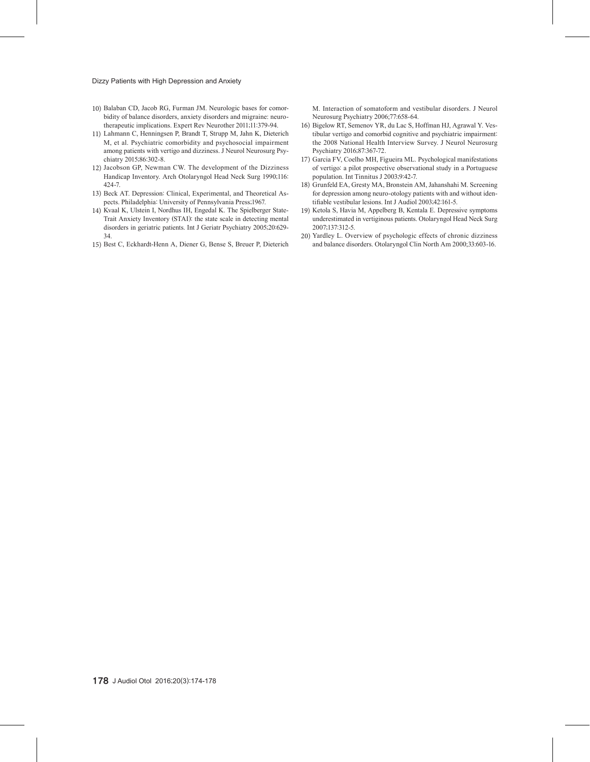10) Balaban CD, Jacob RG, Furman JM. Neurologic bases for comorbidity of balance disorders, anxiety disorders and migraine: neurotherapeutic implications. Expert Rev Neurother 2011;11:379-94.
11) Lahmann C, Henningsen P, Brandt T, Strupp M, Jahn K, Dieterich M, et al. Psychiatric comorbidity and psychosocial impairment among patients with vertigo and dizziness. J Neurol Neurosurg Psychiatry 2015;86:302-8.
12) Jacobson GP, Newman CW. The development of the Dizziness Handicap Inventory. Arch Otolaryngol Head Neck Surg 1990;116:424-7.
13) Beck AT. Depression: Clinical, Experimental, and Theoretical Aspects. Philadelphia: University of Pennsylvania Press;1967.
14) Kvaal K, Ulstein I, Nordhus IH, Engedal K. The Spielberger State-Trait Anxiety Inventory (STAI): the state scale in detecting mental disorders in geriatric patients. Int J Geriatr Psychiatry 2005;20:629-34.
15) Best C, Eckhardt-Henn A, Diener G, Bense S, Breuer P, Dieterich M. Interaction of somatoform and vestibular disorders. J Neurol Neurosurg Psychiatry 2006;77:658-64.
16) Bigelow RT, Semenov YR, du Lac S, Hoffman HJ, Agrawal Y. Vestibular vertigo and comorbid cognitive and psychiatric impairment: the 2008 National Health Interview Survey. J Neurol Neurosurg Psychiatry 2016;87:367-72.
17) Garcia FV, Coelho MH, Figueira ML. Psychological manifestations of vertigo: a pilot prospective observational study in a Portuguese population. Int Tinnitus J 2003;9:42-7.
18) Grunfeld EA, Gresty MA, Bronstein AM, Jahanshahi M. Screening for depression among neuro-otology patients with and without identifiable vestibular lesions. Int J Audiol 2003;42:161-5.
19) Ketola S, Havia M, Appelberg B, Kentala E. Depressive symptoms underestimated in vertiginous patients. Otolaryngol Head Neck Surg 2007;137:312-5.
20) Yardley L. Overview of psychologic effects of chronic dizziness and balance disorders. Otolaryngol Clin North Am 2000;33:603-16.